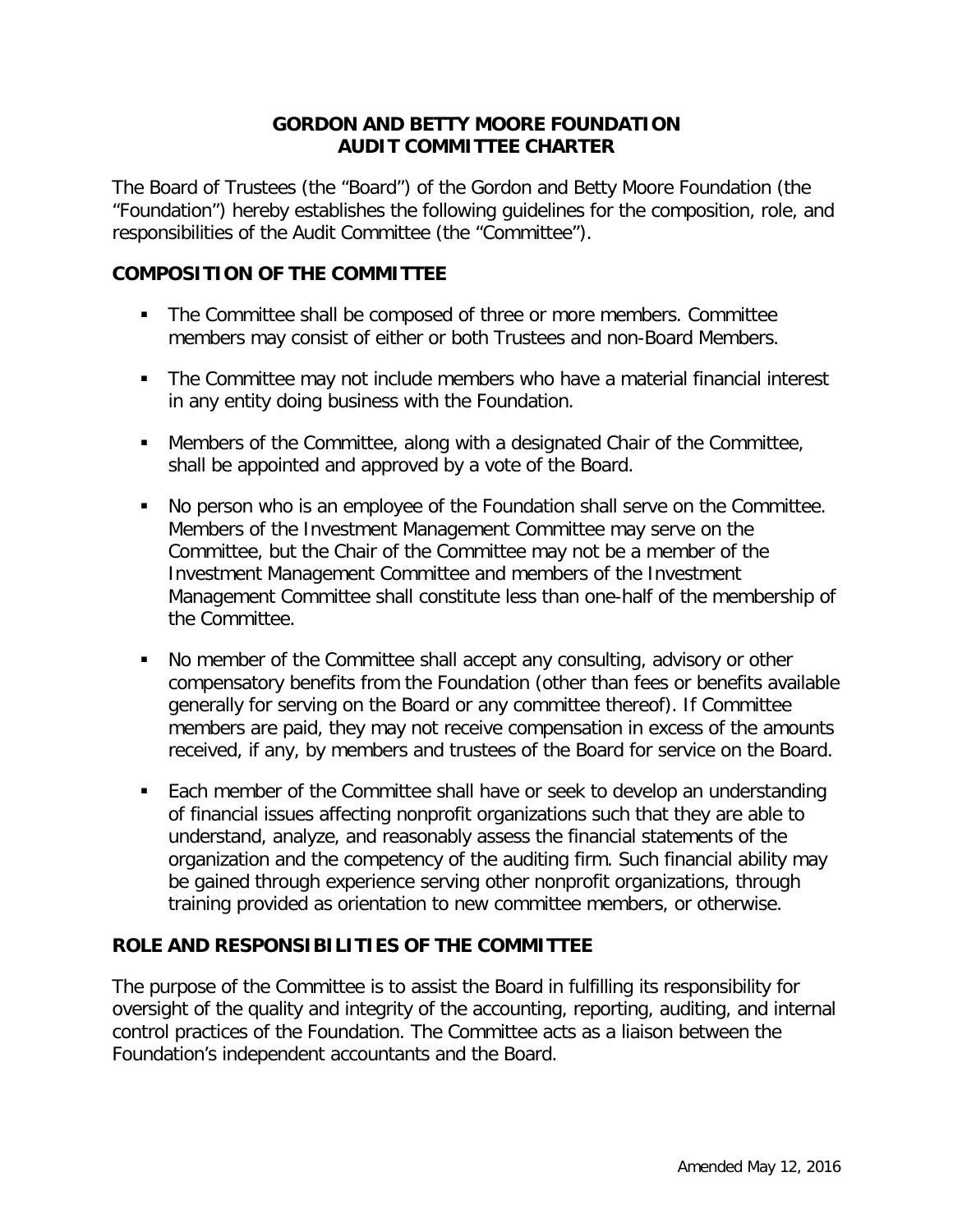# GORDON AND BETTY MOORE FOUNDATION
# AUDIT COMMITTEE CHARTER

The Board of Trustees (the "Board") of the Gordon and Betty Moore Foundation (the "Foundation") hereby establishes the following guidelines for the composition, role, and responsibilities of the Audit Committee (the "Committee").

## COMPOSITION OF THE COMMITTEE

- The Committee shall be composed of three or more members. Committee members may consist of either or both Trustees and non-Board Members.
- The Committee may not include members who have a material financial interest in any entity doing business with the Foundation.
- Members of the Committee, along with a designated Chair of the Committee, shall be appointed and approved by a vote of the Board.
- No person who is an employee of the Foundation shall serve on the Committee. Members of the Investment Management Committee may serve on the Committee, but the Chair of the Committee may not be a member of the Investment Management Committee and members of the Investment Management Committee shall constitute less than one-half of the membership of the Committee.
- No member of the Committee shall accept any consulting, advisory or other compensatory benefits from the Foundation (other than fees or benefits available generally for serving on the Board or any committee thereof). If Committee members are paid, they may not receive compensation in excess of the amounts received, if any, by members and trustees of the Board for service on the Board.
- Each member of the Committee shall have or seek to develop an understanding of financial issues affecting nonprofit organizations such that they are able to understand, analyze, and reasonably assess the financial statements of the organization and the competency of the auditing firm. Such financial ability may be gained through experience serving other nonprofit organizations, through training provided as orientation to new committee members, or otherwise.

## ROLE AND RESPONSIBILITIES OF THE COMMITTEE

The purpose of the Committee is to assist the Board in fulfilling its responsibility for oversight of the quality and integrity of the accounting, reporting, auditing, and internal control practices of the Foundation. The Committee acts as a liaison between the Foundation's independent accountants and the Board.

Amended May 12, 2016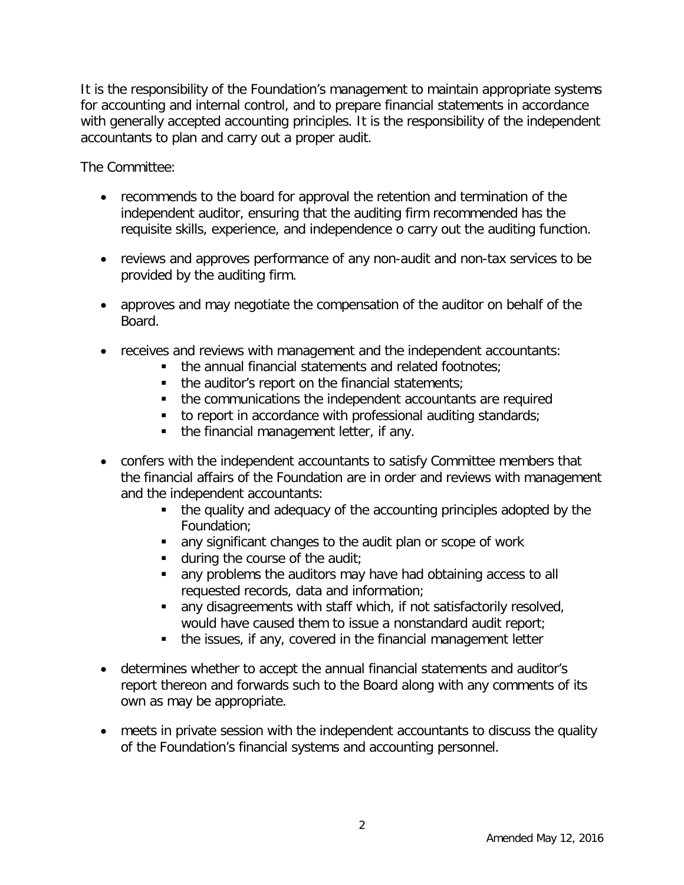It is the responsibility of the Foundation's management to maintain appropriate systems for accounting and internal control, and to prepare financial statements in accordance with generally accepted accounting principles. It is the responsibility of the independent accountants to plan and carry out a proper audit.

The Committee:

- recommends to the board for approval the retention and termination of the independent auditor, ensuring that the auditing firm recommended has the requisite skills, experience, and independence o carry out the auditing function.

- reviews and approves performance of any non-audit and non-tax services to be provided by the auditing firm.

- approves and may negotiate the compensation of the auditor on behalf of the Board.

- receives and reviews with management and the independent accountants:
  - the annual financial statements and related footnotes;
  - the auditor's report on the financial statements;
  - the communications the independent accountants are required
  - to report in accordance with professional auditing standards;
  - the financial management letter, if any.

- confers with the independent accountants to satisfy Committee members that the financial affairs of the Foundation are in order and reviews with management and the independent accountants:
  - the quality and adequacy of the accounting principles adopted by the Foundation;
  - any significant changes to the audit plan or scope of work
  - during the course of the audit;
  - any problems the auditors may have had obtaining access to all requested records, data and information;
  - any disagreements with staff which, if not satisfactorily resolved, would have caused them to issue a nonstandard audit report;
  - the issues, if any, covered in the financial management letter

- determines whether to accept the annual financial statements and auditor's report thereon and forwards such to the Board along with any comments of its own as may be appropriate.

- meets in private session with the independent accountants to discuss the quality of the Foundation's financial systems and accounting personnel.

Amended May 12, 2016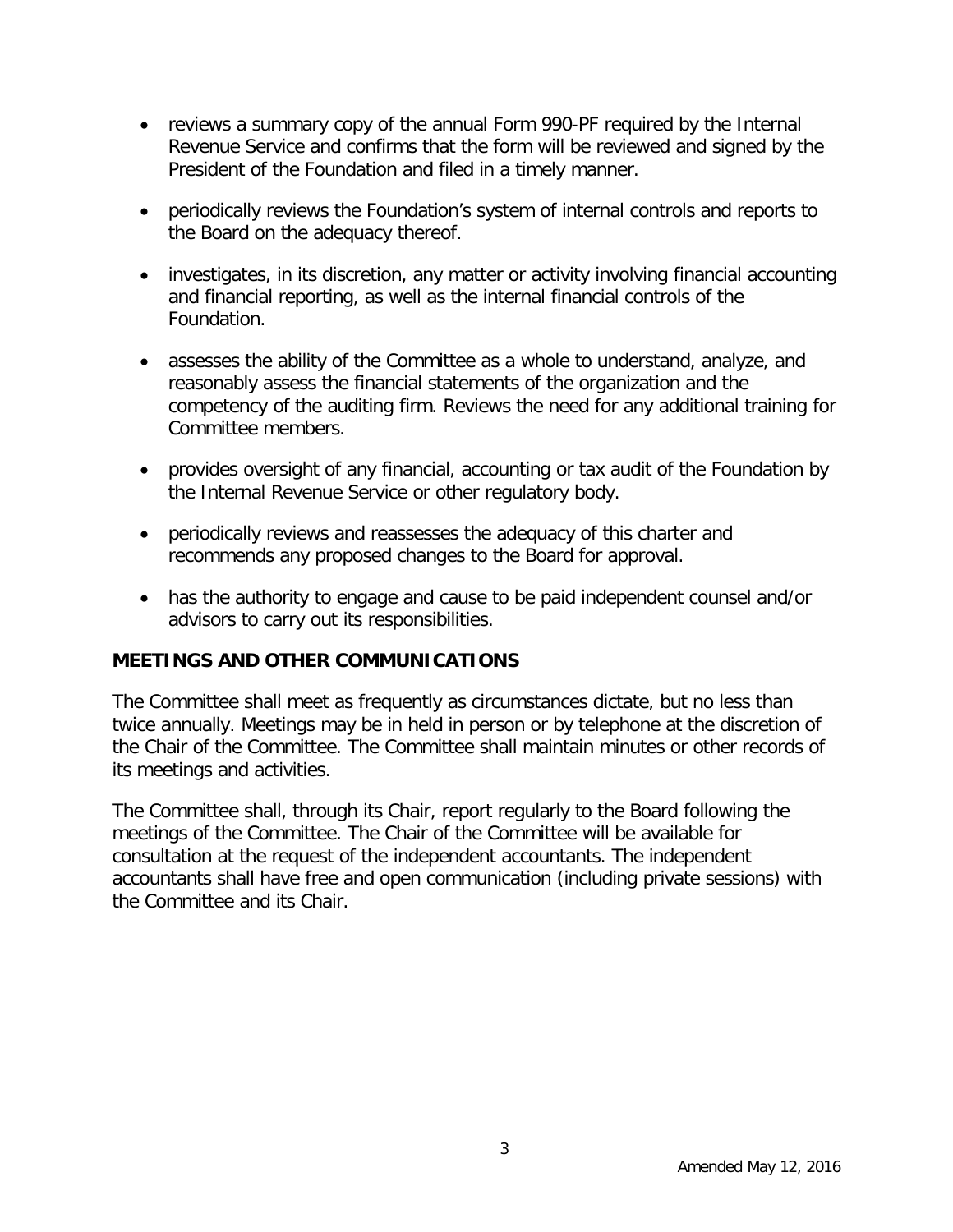- reviews a summary copy of the annual Form 990-PF required by the Internal Revenue Service and confirms that the form will be reviewed and signed by the President of the Foundation and filed in a timely manner.

- periodically reviews the Foundation's system of internal controls and reports to the Board on the adequacy thereof.

- investigates, in its discretion, any matter or activity involving financial accounting and financial reporting, as well as the internal financial controls of the Foundation.

- assesses the ability of the Committee as a whole to understand, analyze, and reasonably assess the financial statements of the organization and the competency of the auditing firm. Reviews the need for any additional training for Committee members.

- provides oversight of any financial, accounting or tax audit of the Foundation by the Internal Revenue Service or other regulatory body.

- periodically reviews and reassesses the adequacy of this charter and recommends any proposed changes to the Board for approval.

- has the authority to engage and cause to be paid independent counsel and/or advisors to carry out its responsibilities.

## MEETINGS AND OTHER COMMUNICATIONS

The Committee shall meet as frequently as circumstances dictate, but no less than twice annually. Meetings may be in held in person or by telephone at the discretion of the Chair of the Committee. The Committee shall maintain minutes or other records of its meetings and activities.

The Committee shall, through its Chair, report regularly to the Board following the meetings of the Committee. The Chair of the Committee will be available for consultation at the request of the independent accountants. The independent accountants shall have free and open communication (including private sessions) with the Committee and its Chair.

Amended May 12, 2016